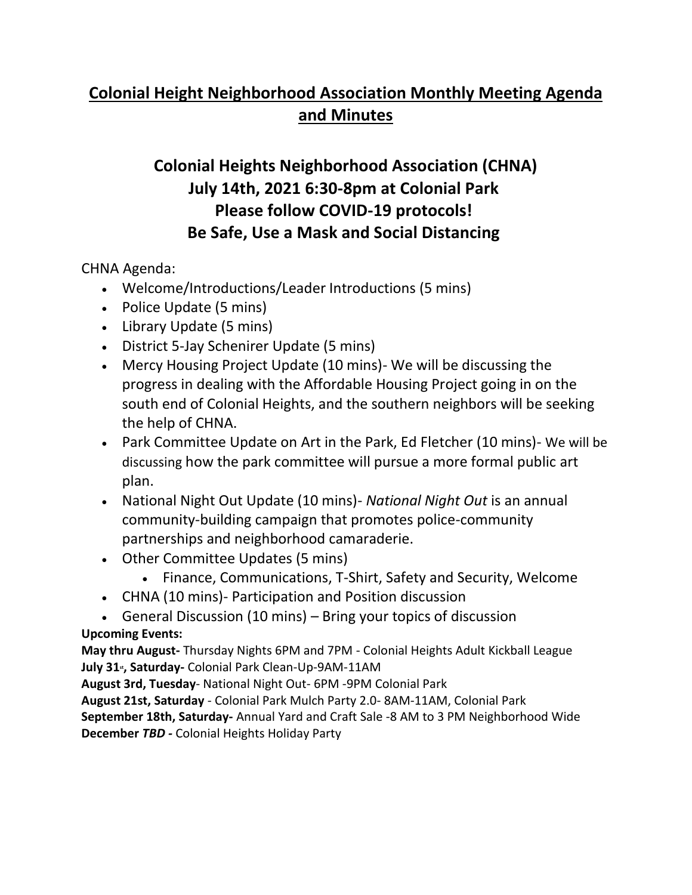# Colonial Height Neighborhood Association Monthly Meeting Agenda and Minutes

## Colonial Heights Neighborhood Association (CHNA)
## July 14th, 2021 6:30-8pm at Colonial Park
## Please follow COVID-19 protocols!
## Be Safe, Use a Mask and Social Distancing

CHNA Agenda:

- Welcome/Introductions/Leader Introductions (5 mins)
- Police Update (5 mins)
- Library Update (5 mins)
- District 5-Jay Schenirer Update (5 mins)
- Mercy Housing Project Update (10 mins)- We will be discussing the progress in dealing with the Affordable Housing Project going in on the south end of Colonial Heights, and the southern neighbors will be seeking the help of CHNA.
- Park Committee Update on Art in the Park, Ed Fletcher (10 mins)- We will be discussing how the park committee will pursue a more formal public art plan.
- National Night Out Update (10 mins)- *National Night Out* is an annual community-building campaign that promotes police-community partnerships and neighborhood camaraderie.
- Other Committee Updates (5 mins)
  - Finance, Communications, T-Shirt, Safety and Security, Welcome
- CHNA (10 mins)- Participation and Position discussion
- General Discussion (10 mins) – Bring your topics of discussion

**Upcoming Events:**

**May thru August-** Thursday Nights 6PM and 7PM - Colonial Heights Adult Kickball League
**July 31st, Saturday-** Colonial Park Clean-Up-9AM-11AM
**August 3rd, Tuesday**- National Night Out- 6PM -9PM Colonial Park
**August 21st, Saturday** - Colonial Park Mulch Party 2.0- 8AM-11AM, Colonial Park
**September 18th, Saturday-** Annual Yard and Craft Sale -8 AM to 3 PM Neighborhood Wide
**December *TBD* -** Colonial Heights Holiday Party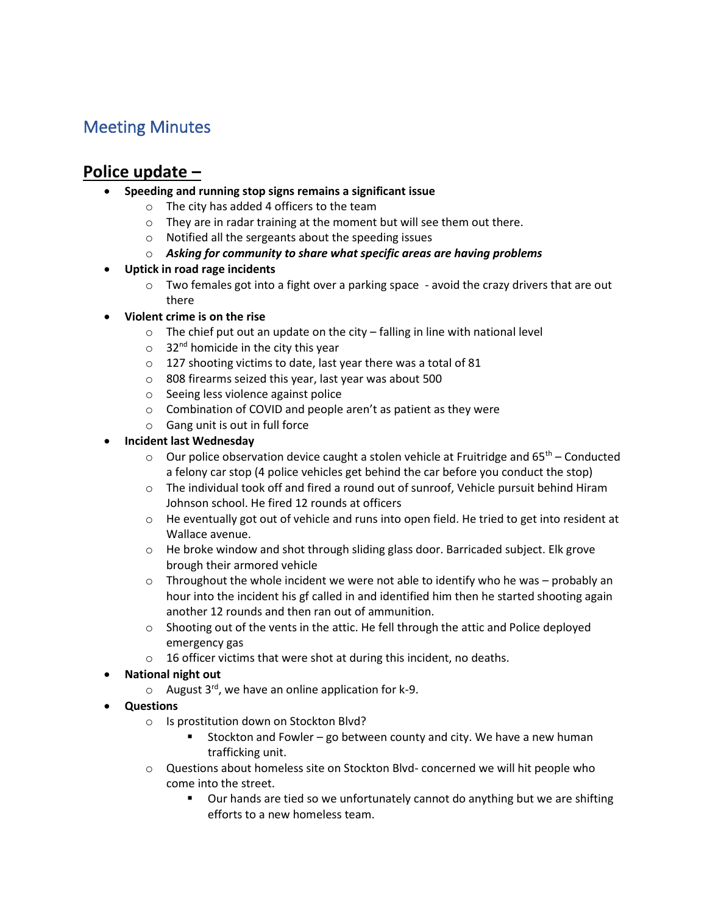# Meeting Minutes

## Police update –

- **Speeding and running stop signs remains a significant issue**
  - The city has added 4 officers to the team
  - They are in radar training at the moment but will see them out there.
  - Notified all the sergeants about the speeding issues
  - ***Asking for community to share what specific areas are having problems***
- **Uptick in road rage incidents**
  - Two females got into a fight over a parking space - avoid the crazy drivers that are out there
- **Violent crime is on the rise**
  - The chief put out an update on the city – falling in line with national level
  - 32nd homicide in the city this year
  - 127 shooting victims to date, last year there was a total of 81
  - 808 firearms seized this year, last year was about 500
  - Seeing less violence against police
  - Combination of COVID and people aren't as patient as they were
  - Gang unit is out in full force
- **Incident last Wednesday**
  - Our police observation device caught a stolen vehicle at Fruitridge and 65th – Conducted a felony car stop (4 police vehicles get behind the car before you conduct the stop)
  - The individual took off and fired a round out of sunroof, Vehicle pursuit behind Hiram Johnson school. He fired 12 rounds at officers
  - He eventually got out of vehicle and runs into open field. He tried to get into resident at Wallace avenue.
  - He broke window and shot through sliding glass door. Barricaded subject. Elk grove brough their armored vehicle
  - Throughout the whole incident we were not able to identify who he was – probably an hour into the incident his gf called in and identified him then he started shooting again another 12 rounds and then ran out of ammunition.
  - Shooting out of the vents in the attic. He fell through the attic and Police deployed emergency gas
  - 16 officer victims that were shot at during this incident, no deaths.
- **National night out**
  - August 3rd, we have an online application for k-9.
- **Questions**
  - Is prostitution down on Stockton Blvd?
    - Stockton and Fowler – go between county and city. We have a new human trafficking unit.
  - Questions about homeless site on Stockton Blvd- concerned we will hit people who come into the street.
    - Our hands are tied so we unfortunately cannot do anything but we are shifting efforts to a new homeless team.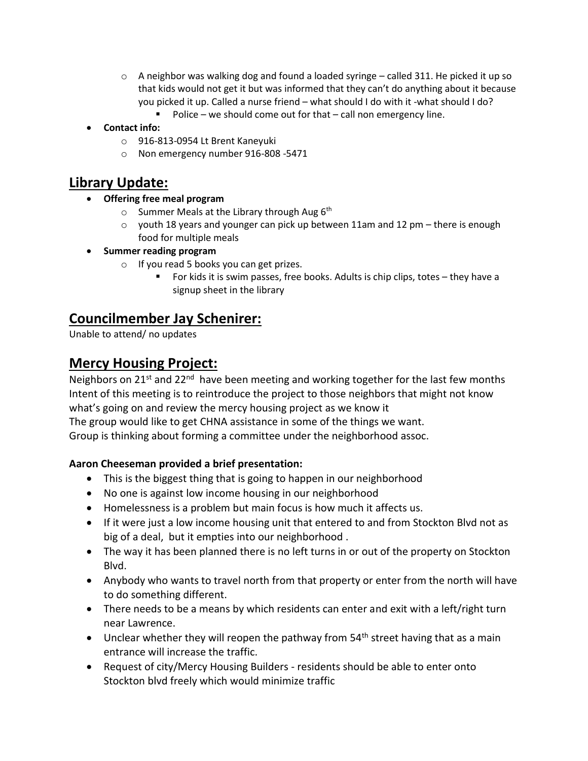- A neighbor was walking dog and found a loaded syringe – called 311. He picked it up so that kids would not get it but was informed that they can't do anything about it because you picked it up. Called a nurse friend – what should I do with it -what should I do?
     - Police – we should come out for that – call non emergency line.
- **Contact info:**
  - 916-813-0954 Lt Brent Kaneyuki
  - Non emergency number 916-808 -5471

## Library Update:

- **Offering free meal program**
  - Summer Meals at the Library through Aug 6th
  - youth 18 years and younger can pick up between 11am and 12 pm – there is enough food for multiple meals
- **Summer reading program**
  - If you read 5 books you can get prizes.
    - For kids it is swim passes, free books. Adults is chip clips, totes – they have a signup sheet in the library

## Councilmember Jay Schenirer:

Unable to attend/ no updates

## Mercy Housing Project:

Neighbors on 21st and 22nd have been meeting and working together for the last few months
Intent of this meeting is to reintroduce the project to those neighbors that might not know what's going on and review the mercy housing project as we know it
The group would like to get CHNA assistance in some of the things we want.
Group is thinking about forming a committee under the neighborhood assoc.

**Aaron Cheeseman provided a brief presentation:**

- This is the biggest thing that is going to happen in our neighborhood
- No one is against low income housing in our neighborhood
- Homelessness is a problem but main focus is how much it affects us.
- If it were just a low income housing unit that entered to and from Stockton Blvd not as big of a deal, but it empties into our neighborhood .
- The way it has been planned there is no left turns in or out of the property on Stockton Blvd.
- Anybody who wants to travel north from that property or enter from the north will have to do something different.
- There needs to be a means by which residents can enter and exit with a left/right turn near Lawrence.
- Unclear whether they will reopen the pathway from 54th street having that as a main entrance will increase the traffic.
- Request of city/Mercy Housing Builders - residents should be able to enter onto Stockton blvd freely which would minimize traffic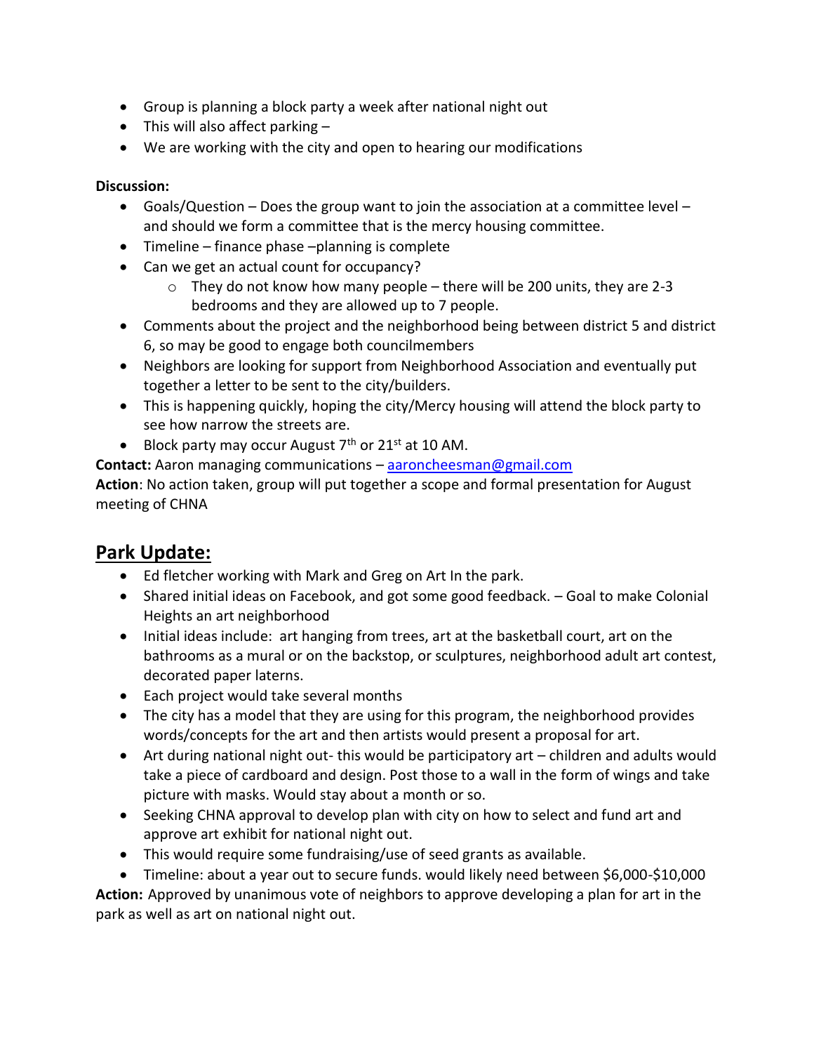- Group is planning a block party a week after national night out
- This will also affect parking –
- We are working with the city and open to hearing our modifications

**Discussion:**

- Goals/Question – Does the group want to join the association at a committee level – and should we form a committee that is the mercy housing committee.
- Timeline – finance phase –planning is complete
- Can we get an actual count for occupancy?
  - They do not know how many people – there will be 200 units, they are 2-3 bedrooms and they are allowed up to 7 people.
- Comments about the project and the neighborhood being between district 5 and district 6, so may be good to engage both councilmembers
- Neighbors are looking for support from Neighborhood Association and eventually put together a letter to be sent to the city/builders.
- This is happening quickly, hoping the city/Mercy housing will attend the block party to see how narrow the streets are.
- Block party may occur August 7th or 21st at 10 AM.

**Contact:** Aaron managing communications – aaroncheesman@gmail.com

**Action**: No action taken, group will put together a scope and formal presentation for August meeting of CHNA

## Park Update:

- Ed fletcher working with Mark and Greg on Art In the park.
- Shared initial ideas on Facebook, and got some good feedback. – Goal to make Colonial Heights an art neighborhood
- Initial ideas include: art hanging from trees, art at the basketball court, art on the bathrooms as a mural or on the backstop, or sculptures, neighborhood adult art contest, decorated paper laterns.
- Each project would take several months
- The city has a model that they are using for this program, the neighborhood provides words/concepts for the art and then artists would present a proposal for art.
- Art during national night out- this would be participatory art – children and adults would take a piece of cardboard and design. Post those to a wall in the form of wings and take picture with masks. Would stay about a month or so.
- Seeking CHNA approval to develop plan with city on how to select and fund art and approve art exhibit for national night out.
- This would require some fundraising/use of seed grants as available.
- Timeline: about a year out to secure funds. would likely need between $6,000-$10,000

**Action:** Approved by unanimous vote of neighbors to approve developing a plan for art in the park as well as art on national night out.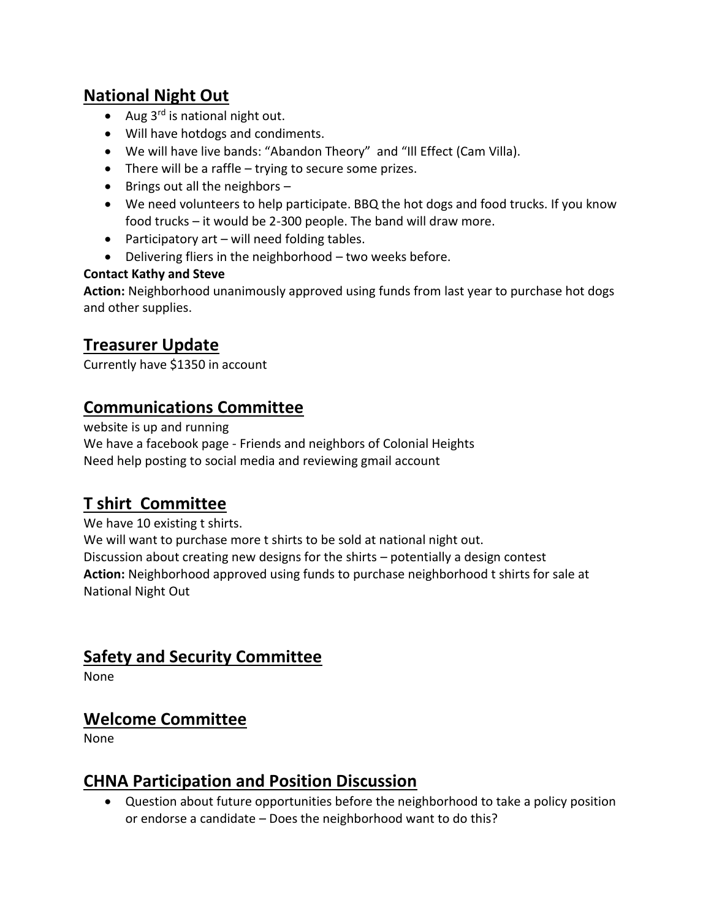## National Night Out

- Aug 3rd is national night out.
- Will have hotdogs and condiments.
- We will have live bands: "Abandon Theory" and "Ill Effect (Cam Villa).
- There will be a raffle – trying to secure some prizes.
- Brings out all the neighbors –
- We need volunteers to help participate. BBQ the hot dogs and food trucks. If you know food trucks – it would be 2-300 people. The band will draw more.
- Participatory art – will need folding tables.
- Delivering fliers in the neighborhood – two weeks before.

**Contact Kathy and Steve**

**Action:** Neighborhood unanimously approved using funds from last year to purchase hot dogs and other supplies.

## Treasurer Update

Currently have $1350 in account

## Communications Committee

website is up and running

We have a facebook page - Friends and neighbors of Colonial Heights

Need help posting to social media and reviewing gmail account

## T shirt Committee

We have 10 existing t shirts.

We will want to purchase more t shirts to be sold at national night out.

Discussion about creating new designs for the shirts – potentially a design contest

**Action:** Neighborhood approved using funds to purchase neighborhood t shirts for sale at National Night Out

## Safety and Security Committee

None

## Welcome Committee

None

## CHNA Participation and Position Discussion

- Question about future opportunities before the neighborhood to take a policy position or endorse a candidate – Does the neighborhood want to do this?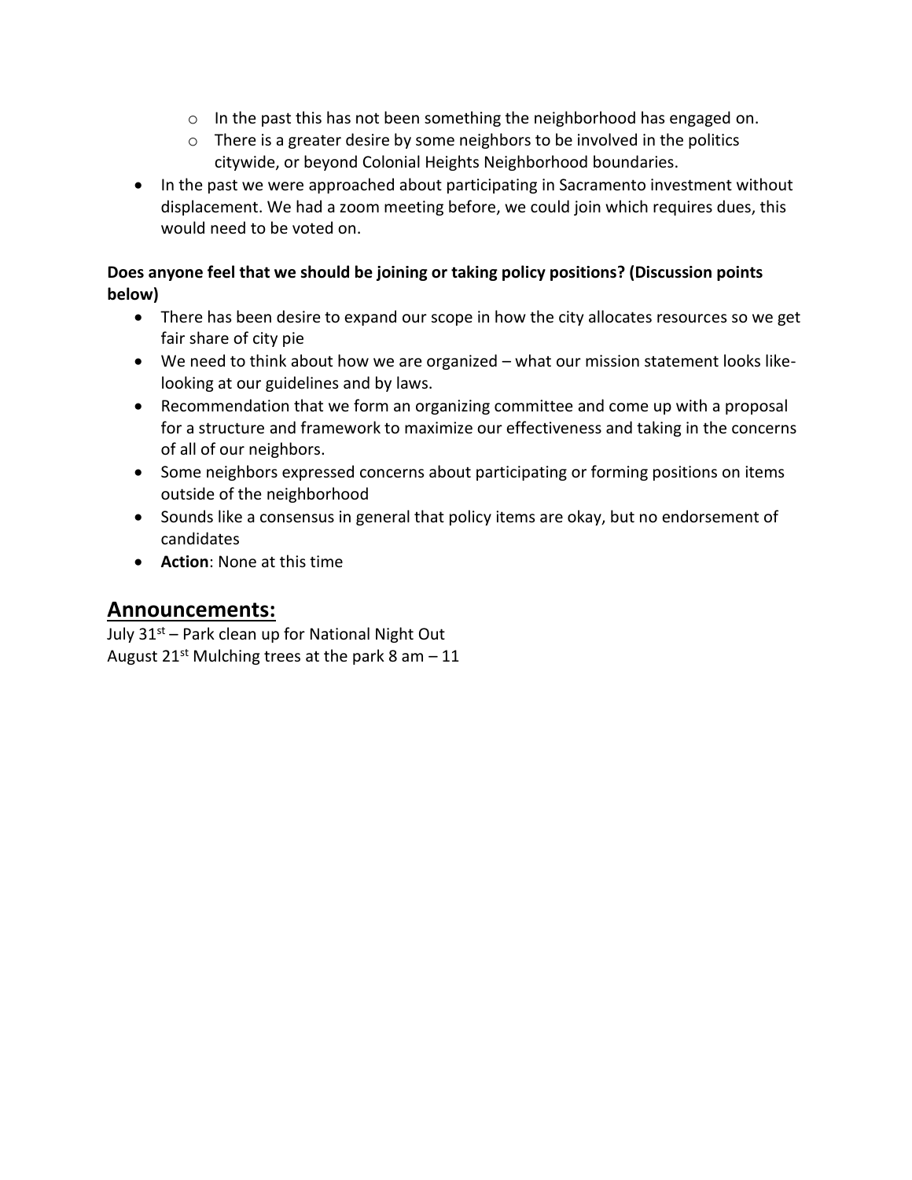- In the past this has not been something the neighborhood has engaged on.
  - There is a greater desire by some neighbors to be involved in the politics citywide, or beyond Colonial Heights Neighborhood boundaries.
- In the past we were approached about participating in Sacramento investment without displacement. We had a zoom meeting before, we could join which requires dues, this would need to be voted on.

**Does anyone feel that we should be joining or taking policy positions? (Discussion points below)**

- There has been desire to expand our scope in how the city allocates resources so we get fair share of city pie
- We need to think about how we are organized – what our mission statement looks like- looking at our guidelines and by laws.
- Recommendation that we form an organizing committee and come up with a proposal for a structure and framework to maximize our effectiveness and taking in the concerns of all of our neighbors.
- Some neighbors expressed concerns about participating or forming positions on items outside of the neighborhood
- Sounds like a consensus in general that policy items are okay, but no endorsement of candidates
- **Action**: None at this time

## Announcements:

July 31st – Park clean up for National Night Out
August 21st Mulching trees at the park 8 am – 11